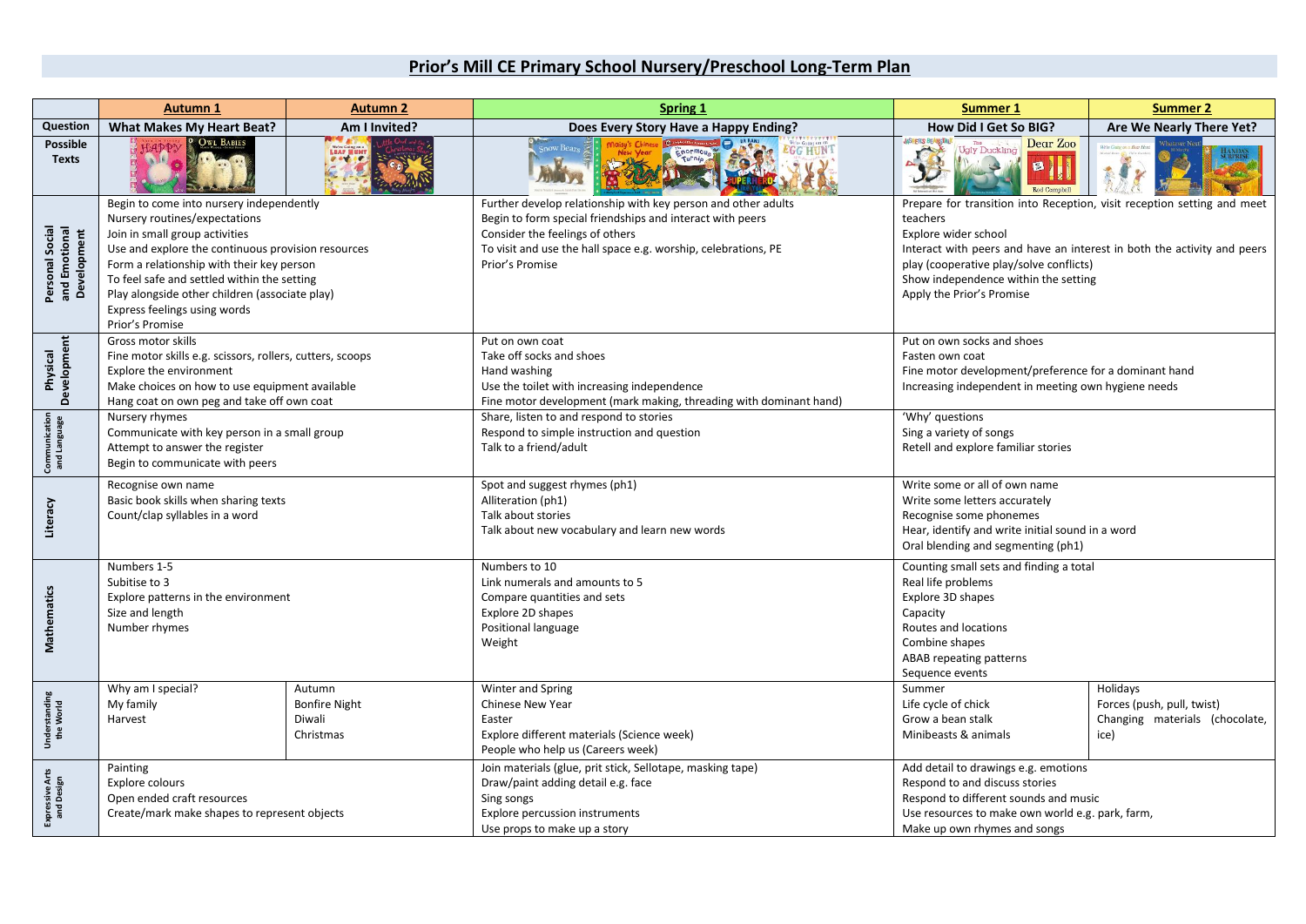# Prior's Mill CE Primary School Nursery/Preschool Long-Term Plan

| | Autumn 1 | Autumn 2 | Spring 1 | Summer 1 | Summer 2 |
|---|---|---|---|---|---|
| Question | What Makes My Heart Beat? | Am I Invited? | Does Every Story Have a Happy Ending? | How Did I Get So BIG? | Are We Nearly There Yet? |
| Possible Texts | | | | | |
| Personal Social and Emotional Development | Begin to come into nursery independently<br>Nursery routines/expectations<br>Join in small group activities<br>Use and explore the continuous provision resources<br>Form a relationship with their key person<br>To feel safe and settled within the setting<br>Play alongside other children (associate play)<br>Express feelings using words<br>Prior's Promise | | Further develop relationship with key person and other adults<br>Begin to form special friendships and interact with peers<br>Consider the feelings of others<br>To visit and use the hall space e.g. worship, celebrations, PE<br>Prior's Promise | Prepare for transition into Reception, visit reception setting and meet teachers<br>Explore wider school<br>Interact with peers and have an interest in both the activity and peers play (cooperative play/solve conflicts)<br>Show independence within the setting<br>Apply the Prior's Promise | |
| Physical Development | Gross motor skills<br>Fine motor skills e.g. scissors, rollers, cutters, scoops<br>Explore the environment<br>Make choices on how to use equipment available<br>Hang coat on own peg and take off own coat | | Put on own coat<br>Take off socks and shoes<br>Hand washing<br>Use the toilet with increasing independence<br>Fine motor development (mark making, threading with dominant hand) | Put on own socks and shoes<br>Fasten own coat<br>Fine motor development/preference for a dominant hand<br>Increasing independent in meeting own hygiene needs | |
| Communication and Language | Nursery rhymes<br>Communicate with key person in a small group<br>Attempt to answer the register<br>Begin to communicate with peers | | Share, listen to and respond to stories<br>Respond to simple instruction and question<br>Talk to a friend/adult | 'Why' questions<br>Sing a variety of songs<br>Retell and explore familiar stories | |
| Literacy | Recognise own name<br>Basic book skills when sharing texts<br>Count/clap syllables in a word | | Spot and suggest rhymes (ph1)<br>Alliteration (ph1)<br>Talk about stories<br>Talk about new vocabulary and learn new words | Write some or all of own name<br>Write some letters accurately<br>Recognise some phonemes<br>Hear, identify and write initial sound in a word<br>Oral blending and segmenting (ph1) | |
| Mathematics | Numbers 1-5<br>Subitise to 3<br>Explore patterns in the environment<br>Size and length<br>Number rhymes | | Numbers to 10<br>Link numerals and amounts to 5<br>Compare quantities and sets<br>Explore 2D shapes<br>Positional language<br>Weight | Counting small sets and finding a total<br>Real life problems<br>Explore 3D shapes<br>Capacity<br>Routes and locations<br>Combine shapes<br>ABAB repeating patterns<br>Sequence events | |
| Understanding the World | Why am I special?<br>My family<br>Harvest | Autumn<br>Bonfire Night<br>Diwali<br>Christmas | Winter and Spring<br>Chinese New Year<br>Easter<br>Explore different materials (Science week)<br>People who help us (Careers week) | Summer<br>Life cycle of chick<br>Grow a bean stalk<br>Minibeasts & animals | Holidays<br>Forces (push, pull, twist)<br>Changing materials (chocolate, ice) |
| Expressive Arts and Design | Painting<br>Explore colours<br>Open ended craft resources<br>Create/mark make shapes to represent objects | | Join materials (glue, prit stick, Sellotape, masking tape)<br>Draw/paint adding detail e.g. face<br>Sing songs<br>Explore percussion instruments<br>Use props to make up a story | Add detail to drawings e.g. emotions<br>Respond to and discuss stories<br>Respond to different sounds and music<br>Use resources to make own world e.g. park, farm,<br>Make up own rhymes and songs | |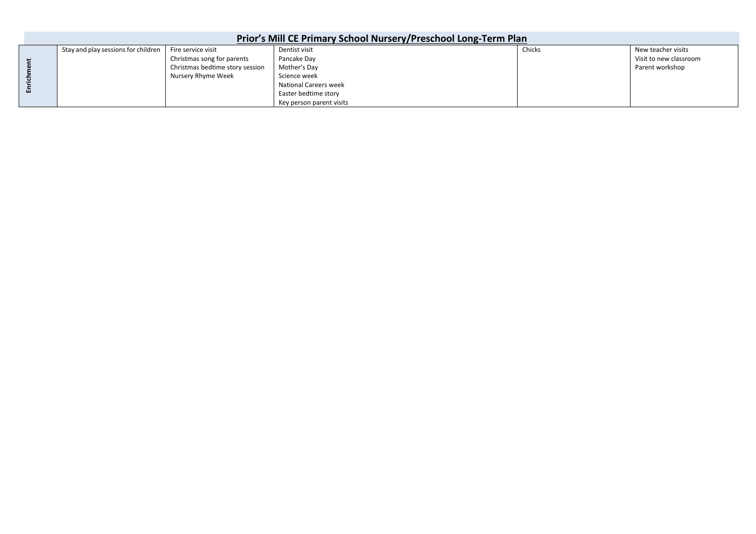# Prior's Mill CE Primary School Nursery/Preschool Long-Term Plan

| | | | | | |
|---|---|---|---|---|---|
| **Enrichment** | Stay and play sessions for children | Fire service visit<br>Christmas song for parents<br>Christmas bedtime story session<br>Nursery Rhyme Week | Dentist visit<br>Pancake Day<br>Mother's Day<br>Science week<br>National Careers week<br>Easter bedtime story<br>Key person parent visits | Chicks | New teacher visits<br>Visit to new classroom<br>Parent workshop |